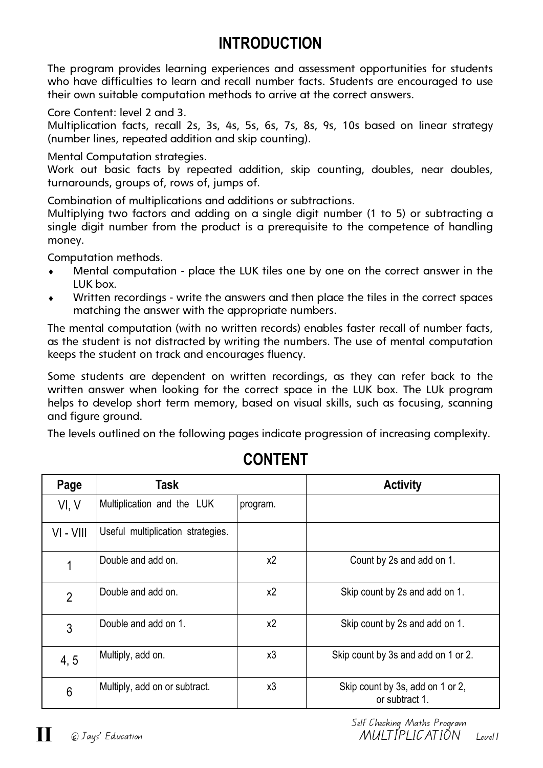# INTRODUCTION

The program provides learning experiences and assessment opportunities for students who have difficulties to learn and recall number facts. Students are encouraged to use their own suitable computation methods to arrive at the correct answers.

Core Content: level 2 and 3.
Multiplication facts, recall 2s, 3s, 4s, 5s, 6s, 7s, 8s, 9s, 10s based on linear strategy (number lines, repeated addition and skip counting).

Mental Computation strategies.
Work out basic facts by repeated addition, skip counting, doubles, near doubles, turnarounds, groups of, rows of, jumps of.

Combination of multiplications and additions or subtractions.
Multiplying two factors and adding on a single digit number (1 to 5) or subtracting a single digit number from the product is a prerequisite to the competence of handling money.

Computation methods.

- Mental computation - place the LUK tiles one by one on the correct answer in the LUK box.
- Written recordings - write the answers and then place the tiles in the correct spaces matching the answer with the appropriate numbers.

The mental computation (with no written records) enables faster recall of number facts, as the student is not distracted by writing the numbers. The use of mental computation keeps the student on track and encourages fluency.

Some students are dependent on written recordings, as they can refer back to the written answer when looking for the correct space in the LUK box. The LUk program helps to develop short term memory, based on visual skills, such as focusing, scanning and figure ground.

The levels outlined on the following pages indicate progression of increasing complexity.

## CONTENT

| Page | Task | | Activity |
|---|---|---|---|
| VI, V | Multiplication and the LUK | program. | |
| VI - VIII | Useful multiplication strategies. | | |
| 1 | Double and add on. | x2 | Count by 2s and add on 1. |
| 2 | Double and add on. | x2 | Skip count by 2s and add on 1. |
| 3 | Double and add on 1. | x2 | Skip count by 2s and add on 1. |
| 4, 5 | Multiply, add on. | x3 | Skip count by 3s and add on 1 or 2. |
| 6 | Multiply, add on or subtract. | x3 | Skip count by 3s, add on 1 or 2, or subtract 1. |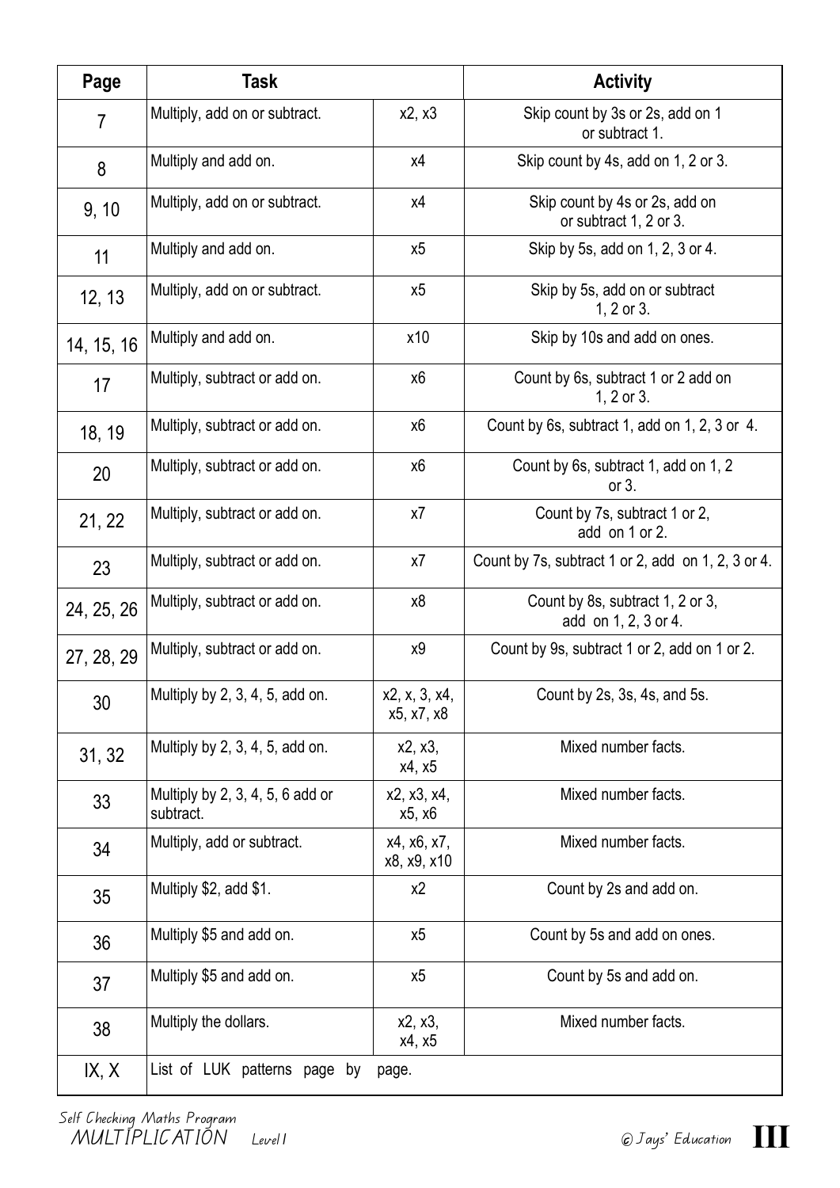| Page | Task | | Activity |
|---|---|---|---|
| 7 | Multiply, add on or subtract. | x2, x3 | Skip count by 3s or 2s, add on 1 or subtract 1. |
| 8 | Multiply and add on. | x4 | Skip count by 4s, add on 1, 2 or 3. |
| 9, 10 | Multiply, add on or subtract. | x4 | Skip count by 4s or 2s, add on or subtract 1, 2 or 3. |
| 11 | Multiply and add on. | x5 | Skip by 5s, add on 1, 2, 3 or 4. |
| 12, 13 | Multiply, add on or subtract. | x5 | Skip by 5s, add on or subtract 1, 2 or 3. |
| 14, 15, 16 | Multiply and add on. | x10 | Skip by 10s and add on ones. |
| 17 | Multiply, subtract or add on. | x6 | Count by 6s, subtract 1 or 2 add on 1, 2 or 3. |
| 18, 19 | Multiply, subtract or add on. | x6 | Count by 6s, subtract 1, add on 1, 2, 3 or 4. |
| 20 | Multiply, subtract or add on. | x6 | Count by 6s, subtract 1, add on 1, 2 or 3. |
| 21, 22 | Multiply, subtract or add on. | x7 | Count by 7s, subtract 1 or 2, add on 1 or 2. |
| 23 | Multiply, subtract or add on. | x7 | Count by 7s, subtract 1 or 2, add on 1, 2, 3 or 4. |
| 24, 25, 26 | Multiply, subtract or add on. | x8 | Count by 8s, subtract 1, 2 or 3, add on 1, 2, 3 or 4. |
| 27, 28, 29 | Multiply, subtract or add on. | x9 | Count by 9s, subtract 1 or 2, add on 1 or 2. |
| 30 | Multiply by 2, 3, 4, 5, add on. | x2, x, 3, x4, x5, x7, x8 | Count by 2s, 3s, 4s, and 5s. |
| 31, 32 | Multiply by 2, 3, 4, 5, add on. | x2, x3, x4, x5 | Mixed number facts. |
| 33 | Multiply by 2, 3, 4, 5, 6 add or subtract. | x2, x3, x4, x5, x6 | Mixed number facts. |
| 34 | Multiply, add or subtract. | x4, x6, x7, x8, x9, x10 | Mixed number facts. |
| 35 | Multiply $2, add $1. | x2 | Count by 2s and add on. |
| 36 | Multiply $5 and add on. | x5 | Count by 5s and add on ones. |
| 37 | Multiply $5 and add on. | x5 | Count by 5s and add on. |
| 38 | Multiply the dollars. | x2, x3, x4, x5 | Mixed number facts. |
| IX, X | List of LUK patterns page by page. | | |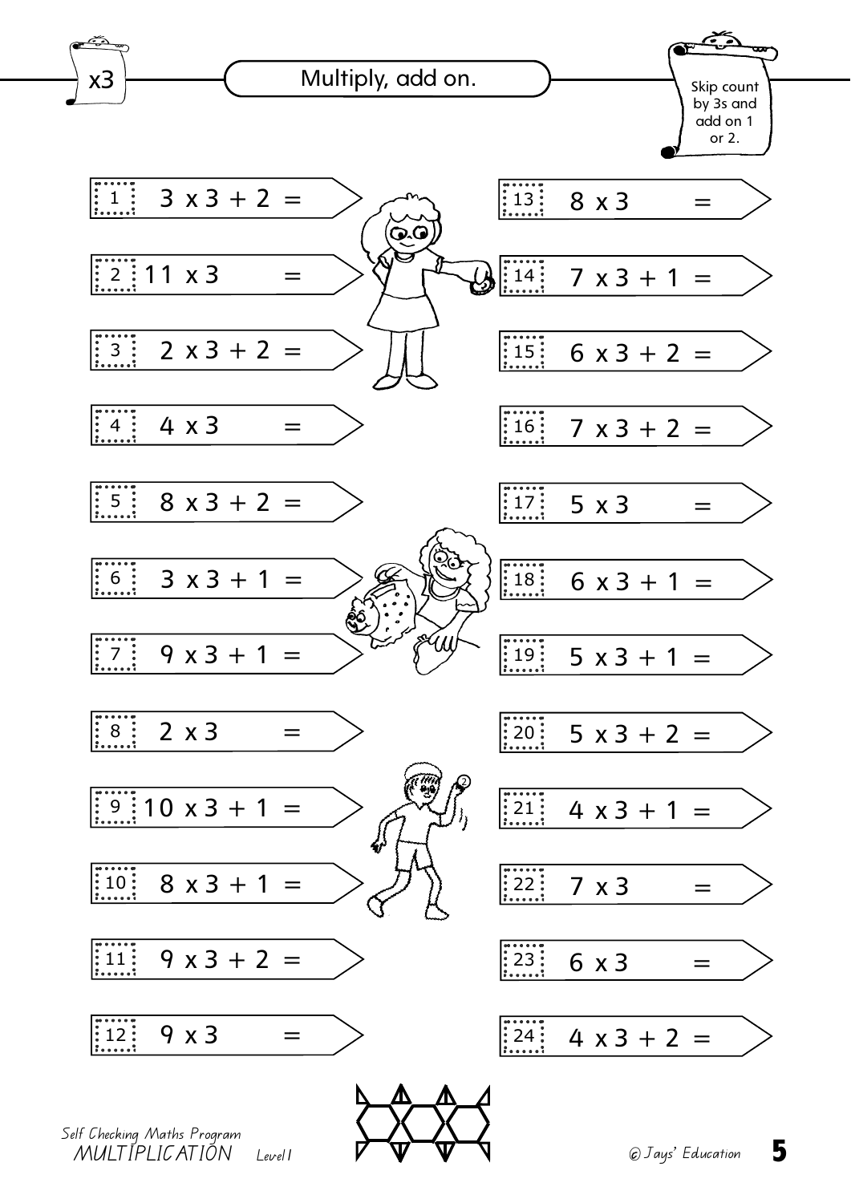# x3

## Multiply, add on.

Skip count by 3s and add on 1 or 2.

1. $3 \times 3 + 2 =$
2. $11 \times 3 =$
3. $2 \times 3 + 2 =$
4. $4 \times 3 =$
5. $8 \times 3 + 2 =$
6. $3 \times 3 + 1 =$
7. $9 \times 3 + 1 =$
8. $2 \times 3 =$
9. $10 \times 3 + 1 =$
10. $8 \times 3 + 1 =$
11. $9 \times 3 + 2 =$
12. $9 \times 3 =$
13. $8 \times 3 =$
14. $7 \times 3 + 1 =$
15. $6 \times 3 + 2 =$
16. $7 \times 3 + 2 =$
17. $5 \times 3 =$
18. $6 \times 3 + 1 =$
19. $5 \times 3 + 1 =$
20. $5 \times 3 + 2 =$
21. $4 \times 3 + 1 =$
22. $7 \times 3 =$
23. $6 \times 3 =$
24. $4 \times 3 + 2 =$

Self Checking Maths Program
MULTIPLICATION Level 1

© Jays' Education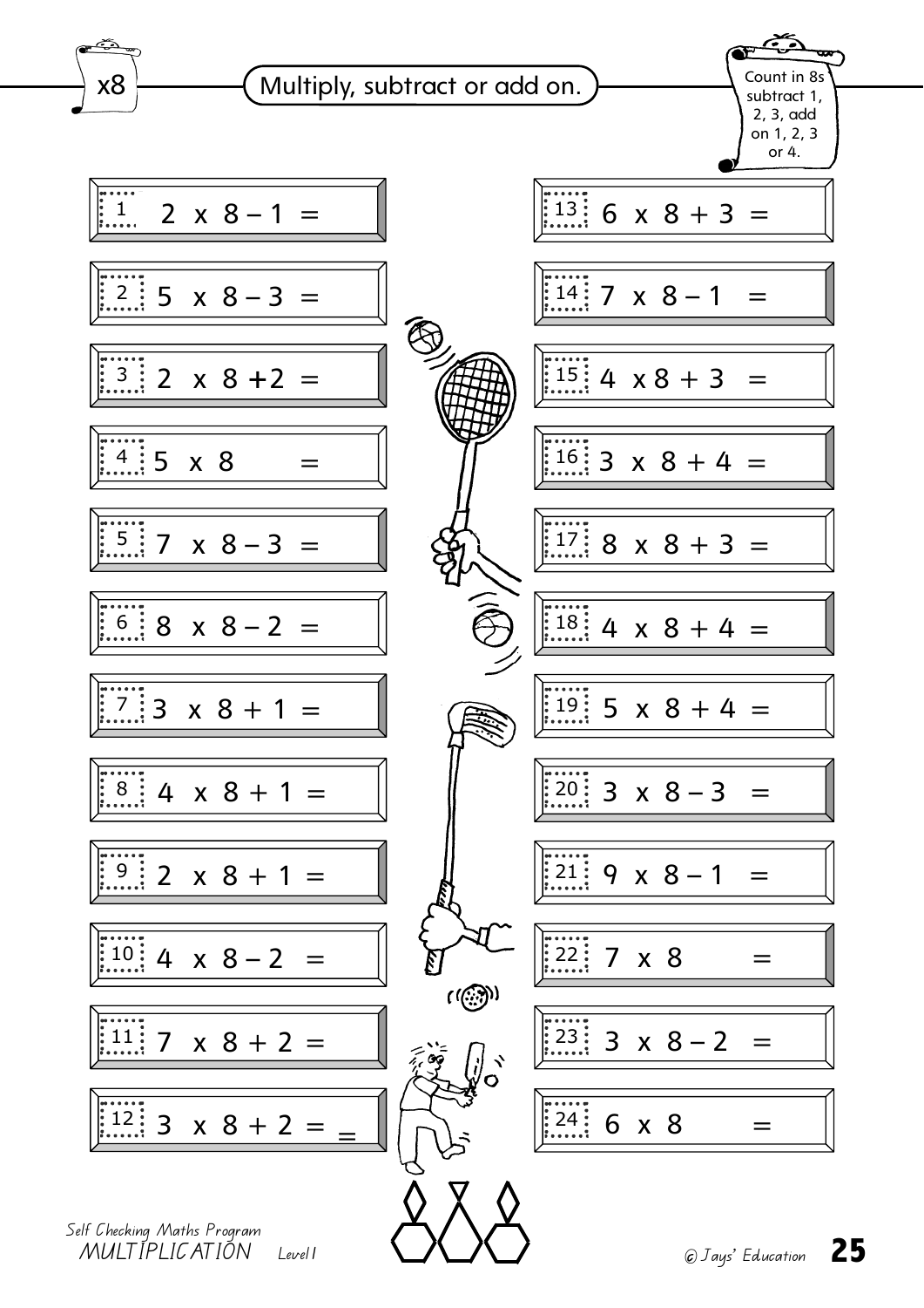x8

## Multiply, subtract or add on.

Count in 8s subtract 1, 2, 3, add on 1, 2, 3 or 4.

1. $2 \times 8 - 1 =$
2. $5 \times 8 - 3 =$
3. $2 \times 8 + 2 =$
4. $5 \times 8 =$
5. $7 \times 8 - 3 =$
6. $8 \times 8 - 2 =$
7. $3 \times 8 + 1 =$
8. $4 \times 8 + 1 =$
9. $2 \times 8 + 1 =$
10. $4 \times 8 - 2 =$
11. $7 \times 8 + 2 =$
12. $3 \times 8 + 2 =$
13. $6 \times 8 + 3 =$
14. $7 \times 8 - 1 =$
15. $4 \times 8 + 3 =$
16. $3 \times 8 + 4 =$
17. $8 \times 8 + 3 =$
18. $4 \times 8 + 4 =$
19. $5 \times 8 + 4 =$
20. $3 \times 8 - 3 =$
21. $9 \times 8 - 1 =$
22. $7 \times 8 =$
23. $3 \times 8 - 2 =$
24. $6 \times 8 =$

Self Checking Maths Program
MULTIPLICATION Level 1

© Jays' Education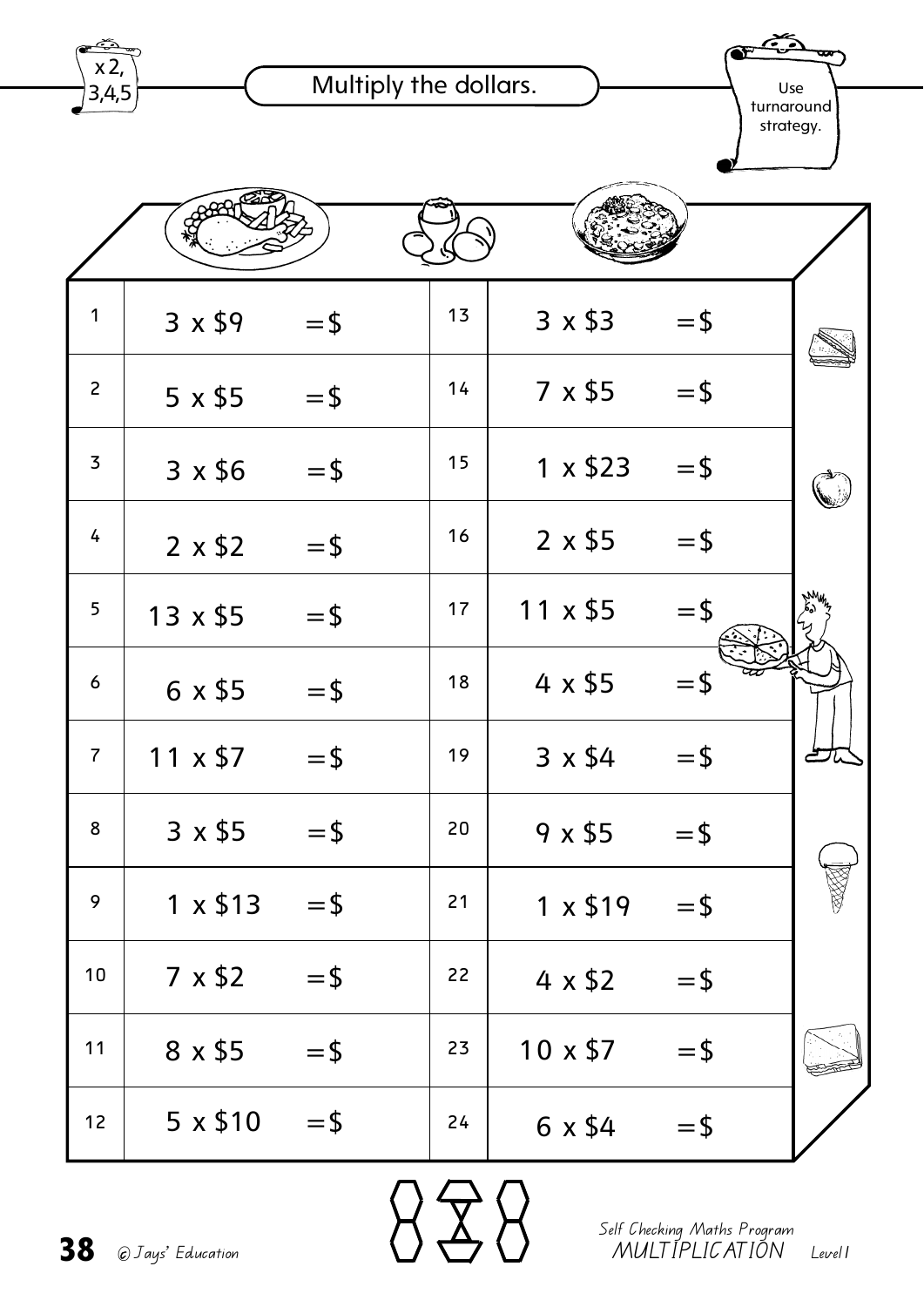x 2, 3,4,5

# Multiply the dollars.

Use turnaround strategy.

| | | | |
|---|---|---|---|
| 1 | 3 x \$9 = \$ | 13 | 3 x \$3 = \$ |
| 2 | 5 x \$5 = \$ | 14 | 7 x \$5 = \$ |
| 3 | 3 x \$6 = \$ | 15 | 1 x \$23 = \$ |
| 4 | 2 x \$2 = \$ | 16 | 2 x \$5 = \$ |
| 5 | 13 x \$5 = \$ | 17 | 11 x \$5 = \$ |
| 6 | 6 x \$5 = \$ | 18 | 4 x \$5 = \$ |
| 7 | 11 x \$7 = \$ | 19 | 3 x \$4 = \$ |
| 8 | 3 x \$5 = \$ | 20 | 9 x \$5 = \$ |
| 9 | 1 x \$13 = \$ | 21 | 1 x \$19 = \$ |
| 10 | 7 x \$2 = \$ | 22 | 4 x \$2 = \$ |
| 11 | 8 x \$5 = \$ | 23 | 10 x \$7 = \$ |
| 12 | 5 x \$10 = \$ | 24 | 6 x \$4 = \$ |

© Jays' Education

Self Checking Maths Program MULTIPLICATION Level 1